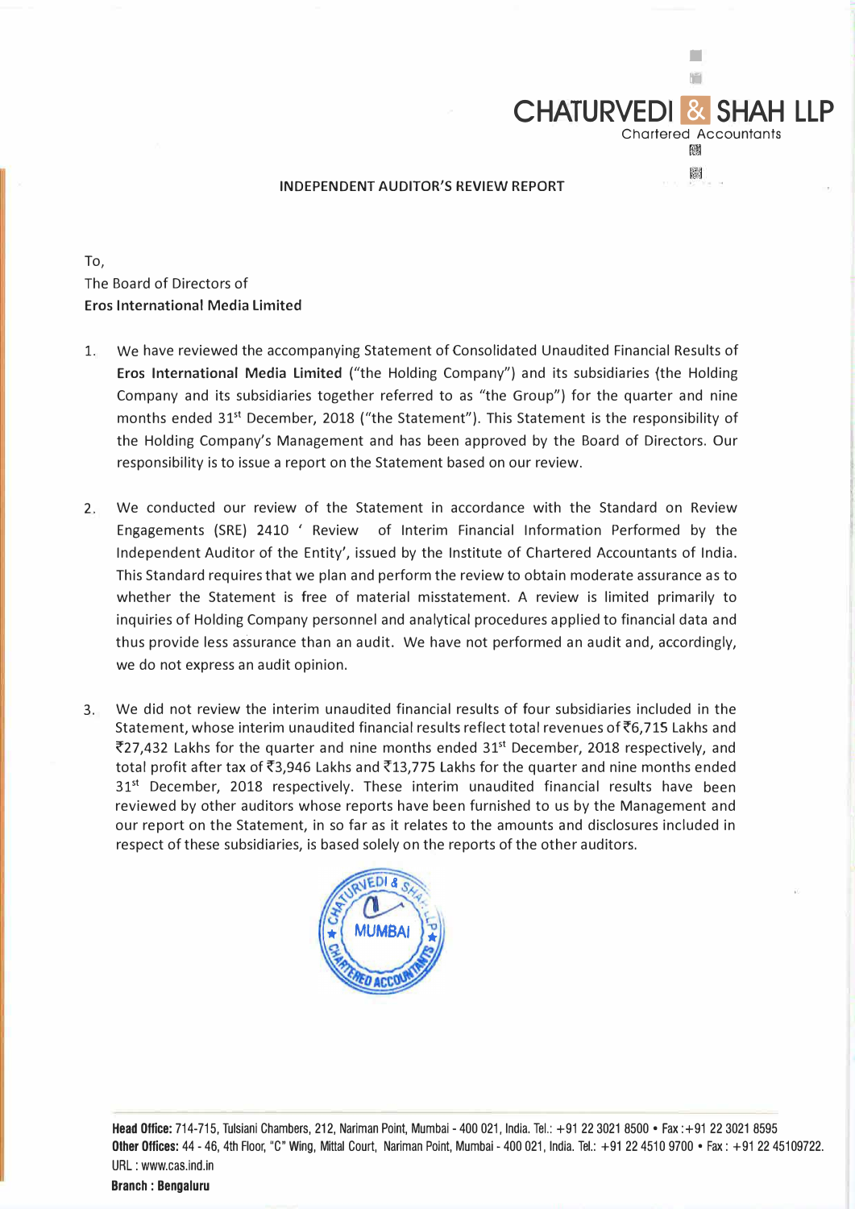# CHATURVEDI & SHAH LLP

Chartered Accountants

## INDEPENDENT AUDITOR'S REVIEW REPORT

To,
The Board of Directors of
**Eros International Media Limited**

1. We have reviewed the accompanying Statement of Consolidated Unaudited Financial Results of **Eros International Media Limited** ("the Holding Company") and its subsidiaries (the Holding Company and its subsidiaries together referred to as "the Group") for the quarter and nine months ended 31st December, 2018 ("the Statement"). This Statement is the responsibility of the Holding Company's Management and has been approved by the Board of Directors. Our responsibility is to issue a report on the Statement based on our review.

2. We conducted our review of the Statement in accordance with the Standard on Review Engagements (SRE) 2410 ' Review of Interim Financial Information Performed by the Independent Auditor of the Entity', issued by the Institute of Chartered Accountants of India. This Standard requires that we plan and perform the review to obtain moderate assurance as to whether the Statement is free of material misstatement. A review is limited primarily to inquiries of Holding Company personnel and analytical procedures applied to financial data and thus provide less assurance than an audit. We have not performed an audit and, accordingly, we do not express an audit opinion.

3. We did not review the interim unaudited financial results of four subsidiaries included in the Statement, whose interim unaudited financial results reflect total revenues of ₹6,715 Lakhs and ₹27,432 Lakhs for the quarter and nine months ended 31st December, 2018 respectively, and total profit after tax of ₹3,946 Lakhs and ₹13,775 Lakhs for the quarter and nine months ended 31st December, 2018 respectively. These interim unaudited financial results have been reviewed by other auditors whose reports have been furnished to us by the Management and our report on the Statement, in so far as it relates to the amounts and disclosures included in respect of these subsidiaries, is based solely on the reports of the other auditors.

**Head Office:** 714-715, Tulsiani Chambers, 212, Nariman Point, Mumbai - 400 021, India. Tel.: +91 22 3021 8500 • Fax :+91 22 3021 8595
**Other Offices:** 44 - 46, 4th Floor, "C" Wing, Mittal Court, Nariman Point, Mumbai - 400 021, India. Tel.: +91 22 4510 9700 • Fax : +91 22 45109722.
URL : www.cas.ind.in
**Branch : Bengaluru**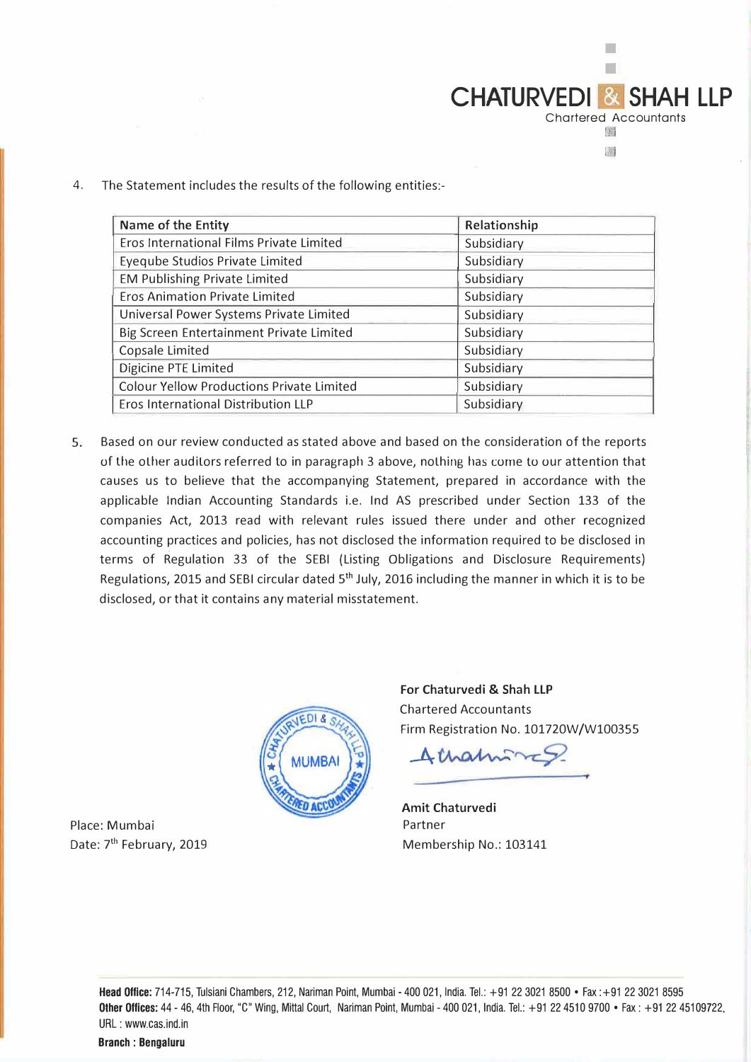4. The Statement includes the results of the following entities:-

| Name of the Entity | Relationship |
|---|---|
| Eros International Films Private Limited | Subsidiary |
| Eyeqube Studios Private Limited | Subsidiary |
| EM Publishing Private Limited | Subsidiary |
| Eros Animation Private Limited | Subsidiary |
| Universal Power Systems Private Limited | Subsidiary |
| Big Screen Entertainment Private Limited | Subsidiary |
| Copsale Limited | Subsidiary |
| Digicine PTE Limited | Subsidiary |
| Colour Yellow Productions Private Limited | Subsidiary |
| Eros International Distribution LLP | Subsidiary |

5. Based on our review conducted as stated above and based on the consideration of the reports of the other auditors referred to in paragraph 3 above, nothing has come to our attention that causes us to believe that the accompanying Statement, prepared in accordance with the applicable Indian Accounting Standards i.e. Ind AS prescribed under Section 133 of the companies Act, 2013 read with relevant rules issued there under and other recognized accounting practices and policies, has not disclosed the information required to be disclosed in terms of Regulation 33 of the SEBI (Listing Obligations and Disclosure Requirements) Regulations, 2015 and SEBI circular dated 5th July, 2016 including the manner in which it is to be disclosed, or that it contains any material misstatement.

**For Chaturvedi & Shah LLP**
Chartered Accountants
Firm Registration No. 101720W/W100355

**Amit Chaturvedi**
Partner
Membership No.: 103141

Place: Mumbai
Date: 7th February, 2019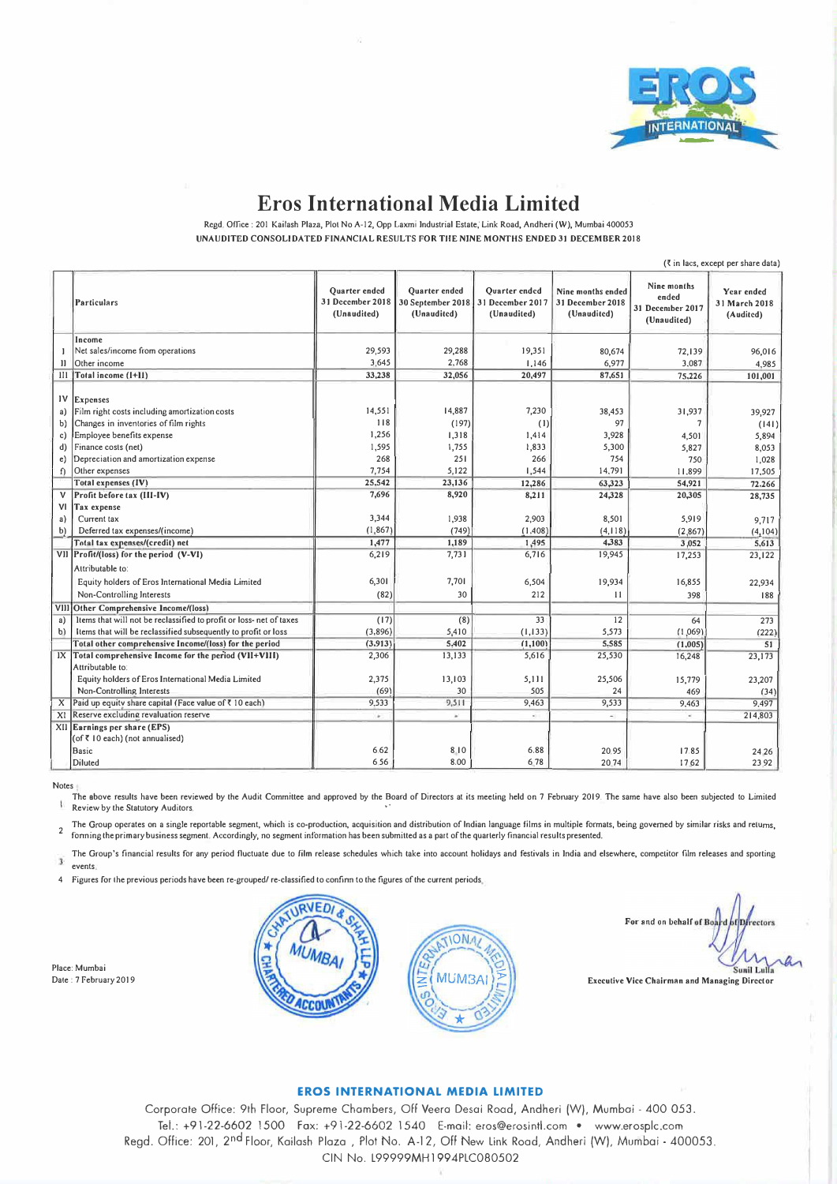# Eros International Media Limited

Regd. Office : 201 Kailash Plaza, Plot No A-12, Opp Laxmi Industrial Estate, Link Road, Andheri (W), Mumbai 400053

**UNAUDITED CONSOLIDATED FINANCIAL RESULTS FOR THE NINE MONTHS ENDED 31 DECEMBER 2018**

(₹ in lacs, except per share data)

| | Particulars | Quarter ended 31 December 2018 (Unaudited) | Quarter ended 30 September 2018 (Unaudited) | Quarter ended 31 December 2017 (Unaudited) | Nine months ended 31 December 2018 (Unaudited) | Nine months ended 31 December 2017 (Unaudited) | Year ended 31 March 2018 (Audited) |
|---|---|---|---|---|---|---|---|
| | **Income** | | | | | | |
| I | Net sales/income from operations | 29,593 | 29,288 | 19,351 | 80,674 | 72,139 | 96,016 |
| II | Other income | 3,645 | 2,768 | 1,146 | 6,977 | 3,087 | 4,985 |
| III | **Total income (I+II)** | **33,238** | **32,056** | **20,497** | **87,651** | **75,226** | **101,001** |
| IV | **Expenses** | | | | | | |
| a) | Film right costs including amortization costs | 14,551 | 14,887 | 7,230 | 38,453 | 31,937 | 39,927 |
| b) | Changes in inventories of film rights | 118 | (197) | (1) | 97 | 7 | (141) |
| c) | Employee benefits expense | 1,256 | 1,318 | 1,414 | 3,928 | 4,501 | 5,894 |
| d) | Finance costs (net) | 1,595 | 1,755 | 1,833 | 5,300 | 5,827 | 8,053 |
| e) | Depreciation and amortization expense | 268 | 251 | 266 | 754 | 750 | 1,028 |
| f) | Other expenses | 7,754 | 5,122 | 1,544 | 14,791 | 11,899 | 17,505 |
| | **Total expenses (IV)** | **25,542** | **23,136** | **12,286** | **63,323** | **54,921** | **72,266** |
| V | **Profit before tax (III-IV)** | **7,696** | **8,920** | **8,211** | **24,328** | **20,305** | **28,735** |
| VI | **Tax expense** | | | | | | |
| a) | Current tax | 3,344 | 1,938 | 2,903 | 8,501 | 5,919 | 9,717 |
| b) | Deferred tax expenses/(income) | (1,867) | (749) | (1,408) | (4,118) | (2,867) | (4,104) |
| | **Total tax expenses/(credit) net** | **1,477** | **1,189** | **1,495** | **4,383** | **3,052** | **5,613** |
| VII | **Profit/(loss) for the period (V-VI)** | 6,219 | 7,731 | 6,716 | 19,945 | 17,253 | 23,122 |
| | Attributable to: | | | | | | |
| | Equity holders of Eros International Media Limited | 6,301 | 7,701 | 6,504 | 19,934 | 16,855 | 22,934 |
| | Non-Controlling Interests | (82) | 30 | 212 | 11 | 398 | 188 |
| VIII | **Other Comprehensive Income/(loss)** | | | | | | |
| a) | Items that will not be reclassified to profit or loss- net of taxes | (17) | (8) | 33 | 12 | 64 | 273 |
| b) | Items that will be reclassified subsequently to profit or loss | (3,896) | 5,410 | (1,133) | 5,573 | (1,069) | (222) |
| | **Total other comprehensive Income/(loss) for the period** | **(3,913)** | **5,402** | **(1,100)** | **5,585** | **(1,005)** | **51** |
| IX | **Total comprehensive Income for the period (VII+VIII)** | 2,306 | 13,133 | 5,616 | 25,530 | 16,248 | 23,173 |
| | Attributable to: | | | | | | |
| | Equity holders of Eros International Media Limited | 2,375 | 13,103 | 5,111 | 25,506 | 15,779 | 23,207 |
| | Non-Controlling Interests | (69) | 30 | 505 | 24 | 469 | (34) |
| X | Paid up equity share capital (Face value of ₹ 10 each) | 9,533 | 9,511 | 9,463 | 9,533 | 9,463 | 9,497 |
| XI | Reserve excluding revaluation reserve | - | - | - | - | - | 214,803 |
| XII | **Earnings per share (EPS)** (of ₹ 10 each) (not annualised) | | | | | | |
| | Basic | 6.62 | 8.10 | 6.88 | 20.95 | 17.85 | 24.26 |
| | Diluted | 6.56 | 8.00 | 6.78 | 20.74 | 17.62 | 23.92 |

Notes :

1. The above results have been reviewed by the Audit Committee and approved by the Board of Directors at its meeting held on 7 February 2019. The same have also been subjected to Limited Review by the Statutory Auditors.
2. The Group operates on a single reportable segment, which is co-production, acquisition and distribution of Indian language films in multiple formats, being governed by similar risks and returns, forming the primary business segment. Accordingly, no segment information has been submitted as a part of the quarterly financial results presented.
3. The Group's financial results for any period fluctuate due to film release schedules which take into account holidays and festivals in India and elsewhere, competitor film releases and sporting events.
4. Figures for the previous periods have been re-grouped/ re-classified to confirm to the figures of the current periods.

Place: Mumbai
Date : 7 February 2019

For and on behalf of Board of Directors

Sunil Lulla
Executive Vice Chairman and Managing Director

**EROS INTERNATIONAL MEDIA LIMITED**

Corporate Office: 9th Floor, Supreme Chambers, Off Veera Desai Road, Andheri (W), Mumbai - 400 053.
Tel.: +91-22-6602 1500 Fax: +91-22-6602 1540 E-mail: eros@erosintl.com • www.erosplc.com
Regd. Office: 201, 2nd Floor, Kailash Plaza , Plot No. A-12, Off New Link Road, Andheri (W), Mumbai - 400053.
CIN No. L99999MH1994PLC080502